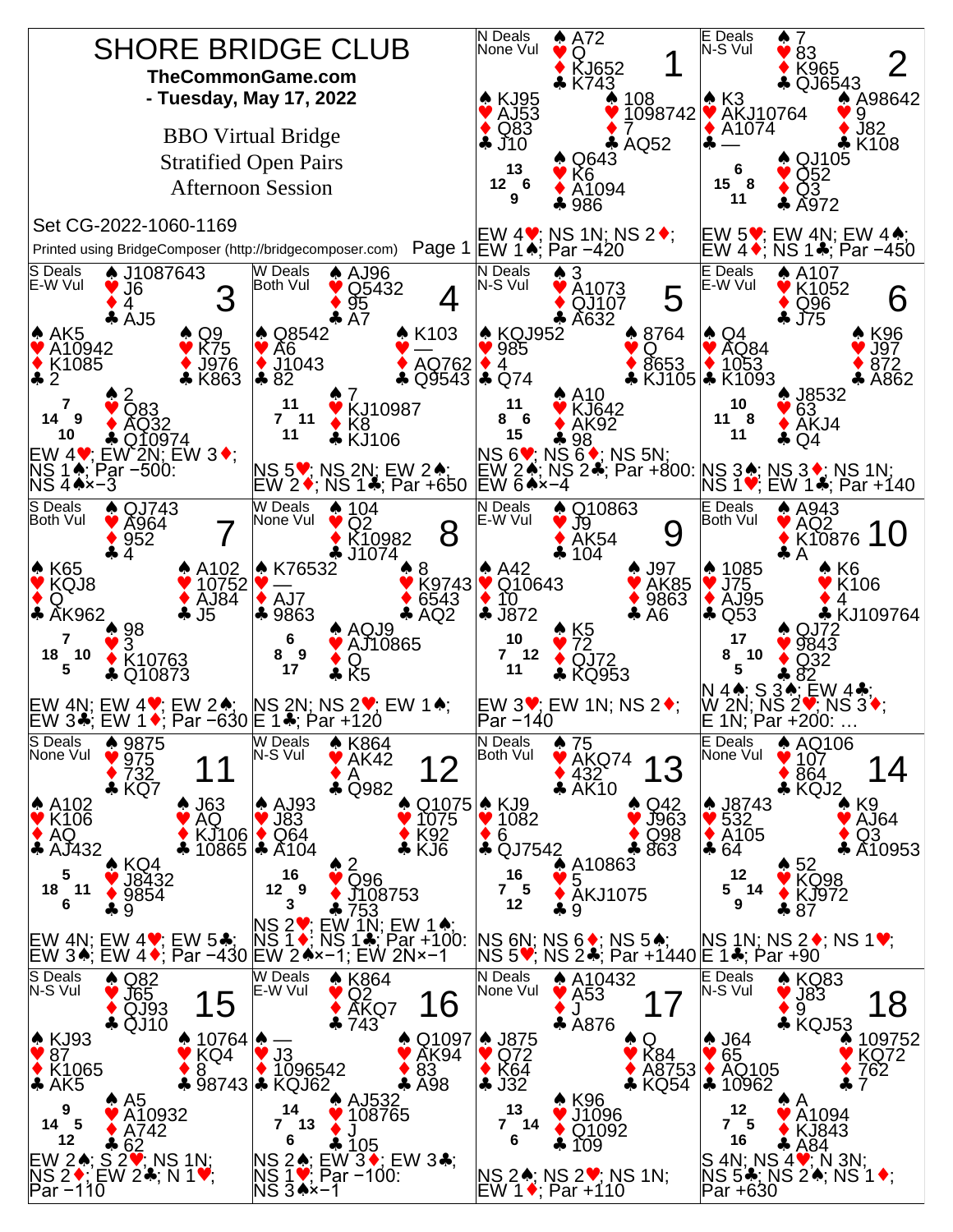# SHORE BRIDGE CLUB

**TheCommonGame.com**

**- Tuesday, May 17, 2022**

BBO Virtual Bridge
Stratified Open Pairs
Afternoon Session

Set CG-2022-1060-1169

Printed using BridgeComposer (http://bridgecomposer.com)

---

## Board 1
N Deals, None Vul

- North: ♠ A72 ♥ Q ♦ KJ652 ♣ K743
- West: ♠ KJ95 ♥ AJ53 ♦ Q83 ♣ J10
- East: ♠ 108 ♥ 1098742 ♦ 7 ♣ AQ52
- South: ♠ Q643 ♥ K6 ♦ A1094 ♣ 986

HCP: N 13, E 6, S 9, W 12

EW 4♥; NS 1N; NS 2♦; EW 1♠; Par −420

## Board 2
E Deals, N-S Vul

- North: ♠ 7 ♥ 83 ♦ K965 ♣ QJ6543
- West: ♠ K3 ♥ AKJ10764 ♦ A1074 ♣ —
- East: ♠ A98642 ♥ 9 ♦ J82 ♣ K108
- South: ♠ QJ105 ♥ Q52 ♦ Q3 ♣ A972

HCP: N 6, E 8, S 11, W 15

EW 5♥; EW 4N; EW 4♠; EW 4♦; NS 1♣; Par −450

## Board 3
S Deals, E-W Vul

- North: ♠ J1087643 ♥ J6 ♦ 4 ♣ AJ5
- West: ♠ AK5 ♥ A10942 ♦ K1085 ♣ 2
- East: ♠ Q9 ♥ K75 ♦ J976 ♣ K863
- South: ♠ 2 ♥ Q83 ♦ AQ32 ♣ Q10974

HCP: N 7, E 9, S 10, W 14

EW 4♥; EW 2N; EW 3♦; NS 1♠; Par −500: NS 4♠×−3

## Board 4
W Deals, Both Vul

- North: ♠ AJ96 ♥ Q5432 ♦ 95 ♣ A7
- West: ♠ Q8542 ♥ A6 ♦ J1043 ♣ 82
- East: ♠ K103 ♥ — ♦ AQ762 ♣ Q9543
- South: ♠ 7 ♥ KJ10987 ♦ K8 ♣ KJ106

HCP: N 11, E 11, S 11, W 7

NS 5♥; NS 2N; EW 2♠; EW 2♦; NS 1♣; Par +650

## Board 5
N Deals, N-S Vul

- North: ♠ 3 ♥ A1073 ♦ QJ107 ♣ A632
- West: ♠ KQJ952 ♥ 985 ♦ 4 ♣ Q74
- East: ♠ 8764 ♥ Q ♦ 8653 ♣ KJ105
- South: ♠ A10 ♥ KJ642 ♦ AK92 ♣ 98

HCP: N 11, E 6, S 15, W 8

NS 6♥; NS 6♦; NS 5N; EW 2♠; NS 2♣; Par +800: EW 6♠×−4

## Board 6
E Deals, E-W Vul

- North: ♠ A107 ♥ K1052 ♦ Q96 ♣ J75
- West: ♠ Q4 ♥ AQ84 ♦ 1053 ♣ K1093
- East: ♠ K96 ♥ J97 ♦ 872 ♣ A862
- South: ♠ J8532 ♥ 63 ♦ AKJ4 ♣ Q4

HCP: N 10, E 8, S 11, W 11

NS 3♠; NS 3♦; NS 1N; NS 1♥; EW 1♣; Par +140

## Board 7
S Deals, Both Vul

- North: ♠ QJ743 ♥ A964 ♦ 952 ♣ 4
- West: ♠ K65 ♥ KQJ8 ♦ Q ♣ AK962
- East: ♠ A102 ♥ 10752 ♦ AJ84 ♣ J5
- South: ♠ 98 ♥ 3 ♦ K10763 ♣ Q10873

HCP: N 7, E 10, S 5, W 18

EW 4N; EW 4♥; EW 2♠; EW 3♣; EW 1♦; Par −630

## Board 8
W Deals, None Vul

- North: ♠ 104 ♥ Q2 ♦ K10982 ♣ J1074
- West: ♠ K76532 ♥ — ♦ AJ7 ♣ 9863
- East: ♠ 8 ♥ K9743 ♦ 6543 ♣ AQ2
- South: ♠ AQJ9 ♥ AJ10865 ♦ Q ♣ K5

HCP: N 6, E 9, S 17, W 8

NS 2N; NS 2♥; EW 1♠; E 1♣; Par +120

## Board 9
N Deals, E-W Vul

- North: ♠ Q10863 ♥ J9 ♦ AK54 ♣ 104
- West: ♠ A42 ♥ Q10643 ♦ 10 ♣ J872
- East: ♠ J97 ♥ AK85 ♦ 9863 ♣ A6
- South: ♠ K5 ♥ 72 ♦ QJ72 ♣ KQ953

HCP: N 10, E 12, S 11, W 7

EW 3♥; EW 1N; NS 2♦; Par −140

## Board 10
E Deals, Both Vul

- North: ♠ A943 ♥ AQ2 ♦ K10876 ♣ A
- West: ♠ 1085 ♥ J75 ♦ AJ95 ♣ Q53
- East: ♠ K6 ♥ K106 ♦ 4 ♣ KJ109764
- South: ♠ QJ72 ♥ 9843 ♦ Q32 ♣ 82

HCP: N 17, E 10, S 5, W 8

N 4♠; S 3♠; EW 4♣; W 2N; NS 2♥; NS 3♦; E 1N; Par +200: …

## Board 11
S Deals, None Vul

- North: ♠ 9875 ♥ 975 ♦ 732 ♣ KQ7
- West: ♠ A102 ♥ K106 ♦ AQ ♣ AJ432
- East: ♠ J63 ♥ AQ ♦ KJ106 ♣ 10865
- South: ♠ KQ4 ♥ J8432 ♦ 9854 ♣ 9

HCP: N 5, E 11, S 6, W 18

EW 4N; EW 4♥; EW 5♣; EW 3♠; EW 4♦; Par −430

## Board 12
W Deals, N-S Vul

- North: ♠ K864 ♥ AK42 ♦ A ♣ Q982
- West: ♠ AJ93 ♥ J83 ♦ Q64 ♣ A104
- East: ♠ Q1075 ♥ 1075 ♦ K92 ♣ KJ6
- South: ♠ 2 ♥ Q96 ♦ J108753 ♣ 753

HCP: N 16, E 9, S 3, W 12

NS 2♥; EW 1N; EW 1♠; NS 1♦; NS 1♣; Par +100: EW 2♠×−1; EW 2N×−1

## Board 13
N Deals, Both Vul

- North: ♠ 75 ♥ AKQ74 ♦ 432 ♣ AK10
- West: ♠ KJ9 ♥ 1082 ♦ 6 ♣ QJ7542
- East: ♠ Q42 ♥ J963 ♦ Q98 ♣ 863
- South: ♠ A10863 ♥ 5 ♦ AKJ1075 ♣ 9

HCP: N 16, E 5, S 12, W 7

NS 6N; NS 6♦; NS 5♠; NS 5♥; NS 2♣; Par +1440

## Board 14
E Deals, None Vul

- North: ♠ AQ106 ♥ 107 ♦ 864 ♣ KQJ2
- West: ♠ J8743 ♥ 532 ♦ A105 ♣ 64
- East: ♠ K9 ♥ AJ64 ♦ Q3 ♣ A10953
- South: ♠ 52 ♥ KQ98 ♦ KJ972 ♣ 87

HCP: N 12, E 14, S 9, W 5

NS 1N; NS 2♦; NS 1♥; E 1♣; Par +90

## Board 15
S Deals, N-S Vul

- North: ♠ Q82 ♥ J65 ♦ QJ93 ♣ QJ10
- West: ♠ KJ93 ♥ 87 ♦ K1065 ♣ AK5
- East: ♠ 10764 ♥ KQ4 ♦ 8 ♣ 98743
- South: ♠ A5 ♥ A10932 ♦ A742 ♣ 62

HCP: N 9, E 5, S 12, W 14

EW 2♠; S 2♥; NS 1N; NS 2♦; EW 2♣; N 1♥; Par −110

## Board 16
W Deals, E-W Vul

- North: ♠ K864 ♥ Q2 ♦ AKQ7 ♣ 743
- West: ♠ — ♥ J3 ♦ 1096542 ♣ KQJ62
- East: ♠ Q1097 ♥ AK94 ♦ 83 ♣ A98
- South: ♠ AJ532 ♥ 108765 ♦ J ♣ 105

HCP: N 14, E 13, S 6, W 7

NS 2♠; EW 3♦; EW 3♣; NS 1♥; Par −100: NS 3♠×−1

## Board 17
N Deals, None Vul

- North: ♠ A10432 ♥ A53 ♦ J ♣ A876
- West: ♠ J875 ♥ Q72 ♦ K64 ♣ J32
- East: ♠ Q ♥ K84 ♦ A8753 ♣ KQ54
- South: ♠ K96 ♥ J1096 ♦ Q1092 ♣ 109

HCP: N 13, E 14, S 6, W 7

NS 2♠; NS 2♥; NS 1N; EW 1♦; Par +110

## Board 18
E Deals, N-S Vul

- North: ♠ KQ83 ♥ J83 ♦ 9 ♣ KQJ53
- West: ♠ J64 ♥ 65 ♦ AQ105 ♣ 10962
- East: ♠ 109752 ♥ KQ72 ♦ 762 ♣ 7
- South: ♠ A ♥ A1094 ♦ KJ843 ♣ A84

HCP: N 12, E 5, S 16, W 7

S 4N; NS 4♥; N 3N; NS 5♣; NS 2♠; NS 1♦; Par +630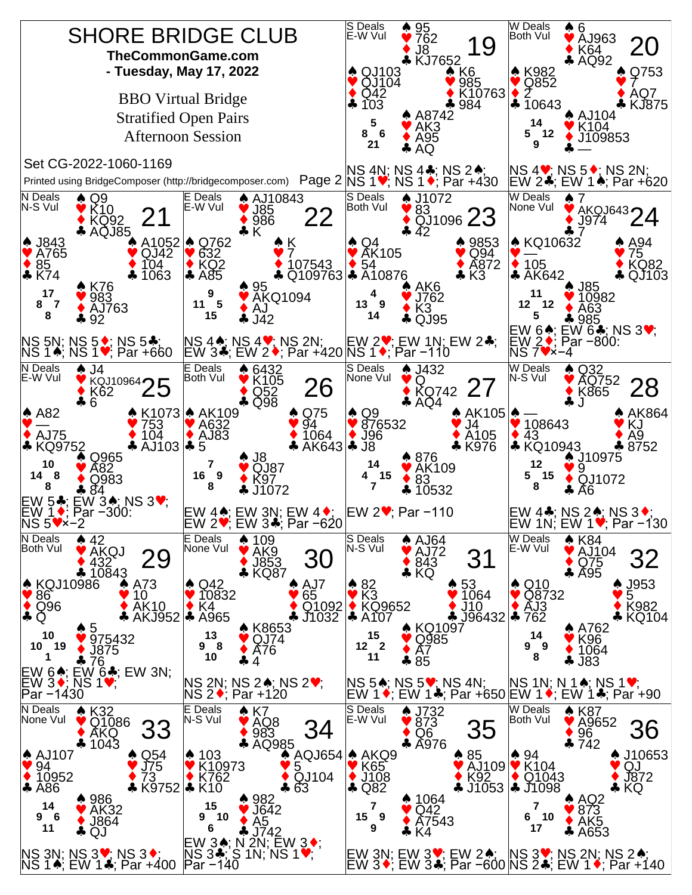# SHORE BRIDGE CLUB

**TheCommonGame.com**

**- Tuesday, May 17, 2022**

BBO Virtual Bridge

Stratified Open Pairs

Afternoon Session

Set CG-2022-1060-1169

Printed using BridgeComposer (http://bridgecomposer.com)

---

## Board 19
S Deals, E-W Vul

North: ♠ 95 ♥ 762 ♦ J8 ♣ KJ7652

West: ♠ QJ103 ♥ QJ104 ♦ Q42 ♣ 103

East: ♠ K6 ♥ 985 ♦ K10763 ♣ 984

South: ♠ A8742 ♥ AK3 ♦ A95 ♣ AQ

HCP: N 5, W 8, E 6, S 21

NS 4N; NS 4♣; NS 2♠; NS 1♥; NS 1♦; Par +430

## Board 20
W Deals, Both Vul

North: ♠ 6 ♥ AJ963 ♦ K64 ♣ AQ92

West: ♠ K982 ♥ Q852 ♦ 2 ♣ 10643

East: ♠ Q753 ♥ 7 ♦ AQ7 ♣ KJ875

South: ♠ AJ104 ♥ K104 ♦ J109853 ♣ —

HCP: N 14, W 5, E 12, S 9

NS 4♥; NS 5♦; NS 2N; EW 2♣; EW 1♠; Par +620

## Board 21
N Deals, N-S Vul

North: ♠ Q9 ♥ K10 ♦ KQ92 ♣ AQJ85

West: ♠ J843 ♥ A765 ♦ 85 ♣ K74

East: ♠ A1052 ♥ QJ42 ♦ 104 ♣ 1063

South: ♠ K76 ♥ 983 ♦ AJ763 ♣ 92

HCP: N 17, W 8, E 7, S 8

NS 5N; NS 5♦; NS 5♣; NS 1♠; NS 1♥; Par +660

## Board 22
E Deals, E-W Vul

North: ♠ AJ10843 ♥ J85 ♦ 986 ♣ K

West: ♠ Q762 ♥ 632 ♦ KQ2 ♣ A85

East: ♠ K ♥ 7 ♦ 107543 ♣ Q109763

South: ♠ 95 ♥ AKQ1094 ♦ AJ ♣ J42

HCP: N 9, W 11, E 5, S 15

NS 4♠; NS 4♥; NS 2N; EW 3♣; EW 2♦; Par +420

## Board 23
S Deals, Both Vul

North: ♠ J1072 ♥ 83 ♦ QJ1096 ♣ 42

West: ♠ Q4 ♥ AK105 ♦ 54 ♣ A10876

East: ♠ 9853 ♥ Q94 ♦ A872 ♣ K3

South: ♠ AK6 ♥ J762 ♦ K3 ♣ QJ95

HCP: N 4, W 13, E 9, S 14

EW 2♥; EW 1N; EW 2♣; NS 1♦; Par −110

## Board 24
W Deals, None Vul

North: ♠ 7 ♥ AKQJ643 ♦ J974 ♣ 7

West: ♠ KQ10632 ♥ — ♦ 105 ♣ AK642

East: ♠ A94 ♥ 75 ♦ KQ82 ♣ QJ103

South: ♠ J85 ♥ 10982 ♦ A63 ♣ 985

HCP: N 11, W 12, E 12, S 5

EW 6♠; EW 6♣; NS 3♥; EW 2♦; Par −800: NS 7♥×−4

## Board 25
N Deals, E-W Vul

North: ♠ J4 ♥ KQJ10964 ♦ K62 ♣ 6

West: ♠ A82 ♥ — ♦ AJ75 ♣ KQ9752

East: ♠ K1073 ♥ 753 ♦ 104 ♣ AJ103

South: ♠ Q965 ♥ A82 ♦ Q983 ♣ 84

HCP: N 10, W 14, E 8, S 8

EW 5♣; EW 3♠; NS 3♥; EW 1♦; Par −300: NS 5♥×−2

## Board 26
E Deals, Both Vul

North: ♠ 6432 ♥ K105 ♦ Q52 ♣ Q98

West: ♠ AK109 ♥ A632 ♦ AJ83 ♣ 5

East: ♠ Q75 ♥ 94 ♦ 1064 ♣ AK643

South: ♠ J8 ♥ QJ87 ♦ K97 ♣ J1072

HCP: N 7, W 16, E 9, S 8

EW 4♠; EW 3N; EW 4♦; EW 2♥; EW 3♣; Par −620

## Board 27
S Deals, None Vul

North: ♠ J432 ♥ Q ♦ KQ742 ♣ AQ4

West: ♠ Q9 ♥ 876532 ♦ J96 ♣ J8

East: ♠ AK105 ♥ J4 ♦ A105 ♣ K976

South: ♠ 876 ♥ AK109 ♦ 83 ♣ 10532

HCP: N 14, W 4, E 15, S 7

EW 2♥; Par −110

## Board 28
W Deals, N-S Vul

North: ♠ Q32 ♥ AQ752 ♦ K865 ♣ J

West: ♠ — ♥ 108643 ♦ 43 ♣ KQ10943

East: ♠ AK864 ♥ KJ ♦ A9 ♣ 8752

South: ♠ J10975 ♥ 9 ♦ QJ1072 ♣ A6

HCP: N 12, W 5, E 15, S 8

EW 4♣; NS 2♠; NS 3♦; EW 1N; EW 1♥; Par −130

## Board 29
N Deals, Both Vul

North: ♠ 42 ♥ AKQJ ♦ 432 ♣ 10843

West: ♠ KQJ10986 ♥ 86 ♦ Q96 ♣ Q

East: ♠ A73 ♥ 10 ♦ AK10 ♣ AKJ952

South: ♠ 5 ♥ 975432 ♦ J875 ♣ 76

HCP: N 10, W 10, E 19, S 1

EW 6♠; EW 6♣; EW 3N; EW 3♦; NS 1♥; Par −1430

## Board 30
E Deals, None Vul

North: ♠ 109 ♥ AK9 ♦ J853 ♣ KQ87

West: ♠ Q42 ♥ 10832 ♦ K4 ♣ A965

East: ♠ AJ7 ♥ 65 ♦ Q1092 ♣ J1032

South: ♠ K8653 ♥ QJ74 ♦ A76 ♣ 4

HCP: N 13, W 9, E 8, S 10

NS 2N; NS 2♠; NS 2♥; NS 2♦; Par +120

## Board 31
S Deals, N-S Vul

North: ♠ AJ64 ♥ AJ72 ♦ 843 ♣ KQ

West: ♠ 82 ♥ K3 ♦ KQ9652 ♣ A107

East: ♠ 53 ♥ 1064 ♦ J10 ♣ J96432

South: ♠ KQ1097 ♥ Q985 ♦ A7 ♣ 85

HCP: N 15, W 12, E 2, S 11

NS 5♠; NS 5♥; NS 4N; EW 1♦; EW 1♣; Par +650

## Board 32
W Deals, E-W Vul

North: ♠ K84 ♥ AJ104 ♦ Q75 ♣ A95

West: ♠ Q10 ♥ Q8732 ♦ AJ3 ♣ 762

East: ♠ J953 ♥ 5 ♦ K982 ♣ KQ104

South: ♠ A762 ♥ K96 ♦ 1064 ♣ J83

HCP: N 14, W 9, E 9, S 8

NS 1N; N 1♠; NS 1♥; EW 1♦; EW 1♣; Par +90

## Board 33
N Deals, None Vul

North: ♠ K32 ♥ Q1086 ♦ AKQ ♣ 1043

West: ♠ AJ107 ♥ 94 ♦ 10952 ♣ A86

East: ♠ Q54 ♥ J75 ♦ 73 ♣ K9752

South: ♠ 986 ♥ AK32 ♦ J864 ♣ QJ

HCP: N 14, W 9, E 6, S 11

NS 3N; NS 3♥; NS 3♦; NS 1♠; EW 1♣; Par +400

## Board 34
E Deals, N-S Vul

North: ♠ K7 ♥ AQ8 ♦ 983 ♣ AQ985

West: ♠ 103 ♥ K10973 ♦ K762 ♣ K10

East: ♠ AQJ654 ♥ 5 ♦ QJ104 ♣ 63

South: ♠ 982 ♥ J642 ♦ A5 ♣ J742

HCP: N 15, W 9, E 10, S 6

EW 3♠; N 2N; EW 3♦; NS 3♣; S 1N; NS 1♥; Par −140

## Board 35
S Deals, E-W Vul

North: ♠ J732 ♥ 873 ♦ Q6 ♣ A976

West: ♠ AKQ9 ♥ K65 ♦ J108 ♣ Q82

East: ♠ 85 ♥ AJ109 ♦ K92 ♣ J1053

South: ♠ 1064 ♥ Q42 ♦ A7543 ♣ K4

HCP: N 7, W 15, E 9, S 9

EW 3N; EW 3♥; EW 2♠; EW 3♦; EW 3♣; Par −600

## Board 36
W Deals, Both Vul

North: ♠ K87 ♥ A9652 ♦ 96 ♣ 742

West: ♠ 94 ♥ K104 ♦ Q1043 ♣ J1098

East: ♠ J10653 ♥ QJ ♦ J872 ♣ KQ

South: ♠ AQ2 ♥ 873 ♦ AK5 ♣ A653

HCP: N 7, W 6, E 10, S 17

NS 3♥; NS 2N; NS 2♠; NS 2♣; EW 1♦; Par +140